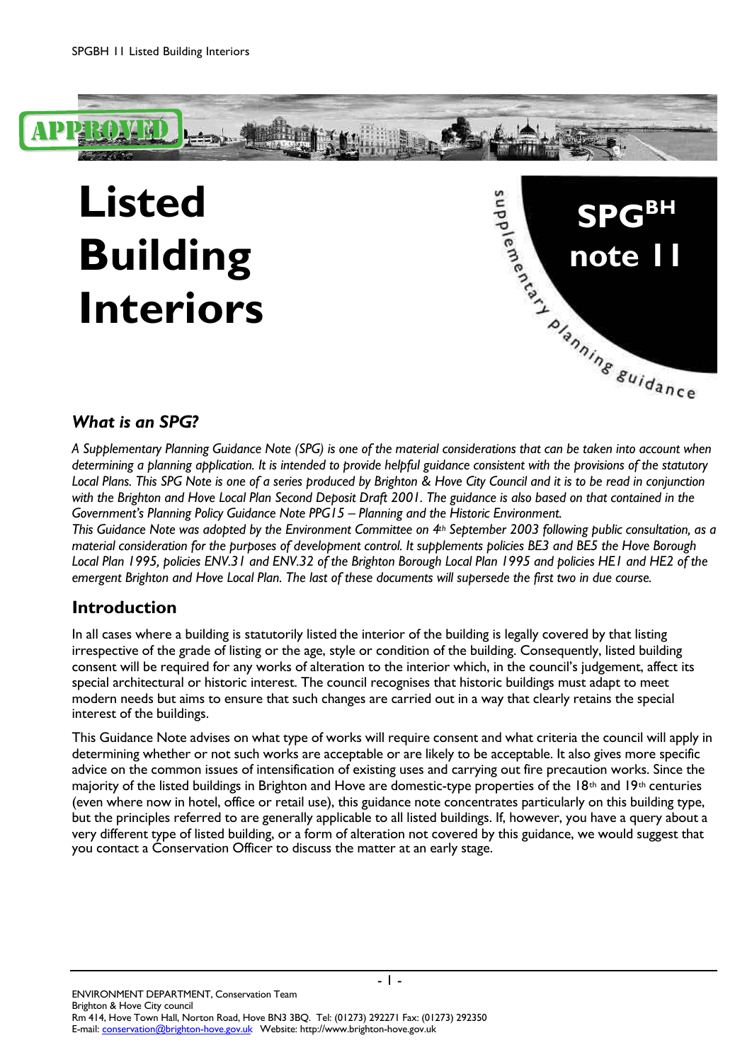# Listed Building Interiors

SPG[BH] note 11

supplementary planning guidance

### What is an SPG?

*A Supplementary Planning Guidance Note (SPG) is one of the material considerations that can be taken into account when determining a planning application. It is intended to provide helpful guidance consistent with the provisions of the statutory Local Plans. This SPG Note is one of a series produced by Brighton & Hove City Council and it is to be read in conjunction with the Brighton and Hove Local Plan Second Deposit Draft 2001. The guidance is also based on that contained in the Government's Planning Policy Guidance Note PPG15 – Planning and the Historic Environment.*
*This Guidance Note was adopted by the Environment Committee on 4th September 2003 following public consultation, as a material consideration for the purposes of development control. It supplements policies BE3 and BE5 the Hove Borough Local Plan 1995, policies ENV.31 and ENV.32 of the Brighton Borough Local Plan 1995 and policies HE1 and HE2 of the emergent Brighton and Hove Local Plan. The last of these documents will supersede the first two in due course.*

## Introduction

In all cases where a building is statutorily listed the interior of the building is legally covered by that listing irrespective of the grade of listing or the age, style or condition of the building. Consequently, listed building consent will be required for any works of alteration to the interior which, in the council's judgement, affect its special architectural or historic interest. The council recognises that historic buildings must adapt to meet modern needs but aims to ensure that such changes are carried out in a way that clearly retains the special interest of the buildings.

This Guidance Note advises on what type of works will require consent and what criteria the council will apply in determining whether or not such works are acceptable or are likely to be acceptable. It also gives more specific advice on the common issues of intensification of existing uses and carrying out fire precaution works. Since the majority of the listed buildings in Brighton and Hove are domestic-type properties of the 18th and 19th centuries (even where now in hotel, office or retail use), this guidance note concentrates particularly on this building type, but the principles referred to are generally applicable to all listed buildings. If, however, you have a query about a very different type of listed building, or a form of alteration not covered by this guidance, we would suggest that you contact a Conservation Officer to discuss the matter at an early stage.

ENVIRONMENT DEPARTMENT, Conservation Team
Brighton & Hove City council
Rm 414, Hove Town Hall, Norton Road, Hove BN3 3BQ. Tel: (01273) 292271 Fax: (01273) 292350
E-mail: conservation@brighton-hove.gov.uk Website: http://www.brighton-hove.gov.uk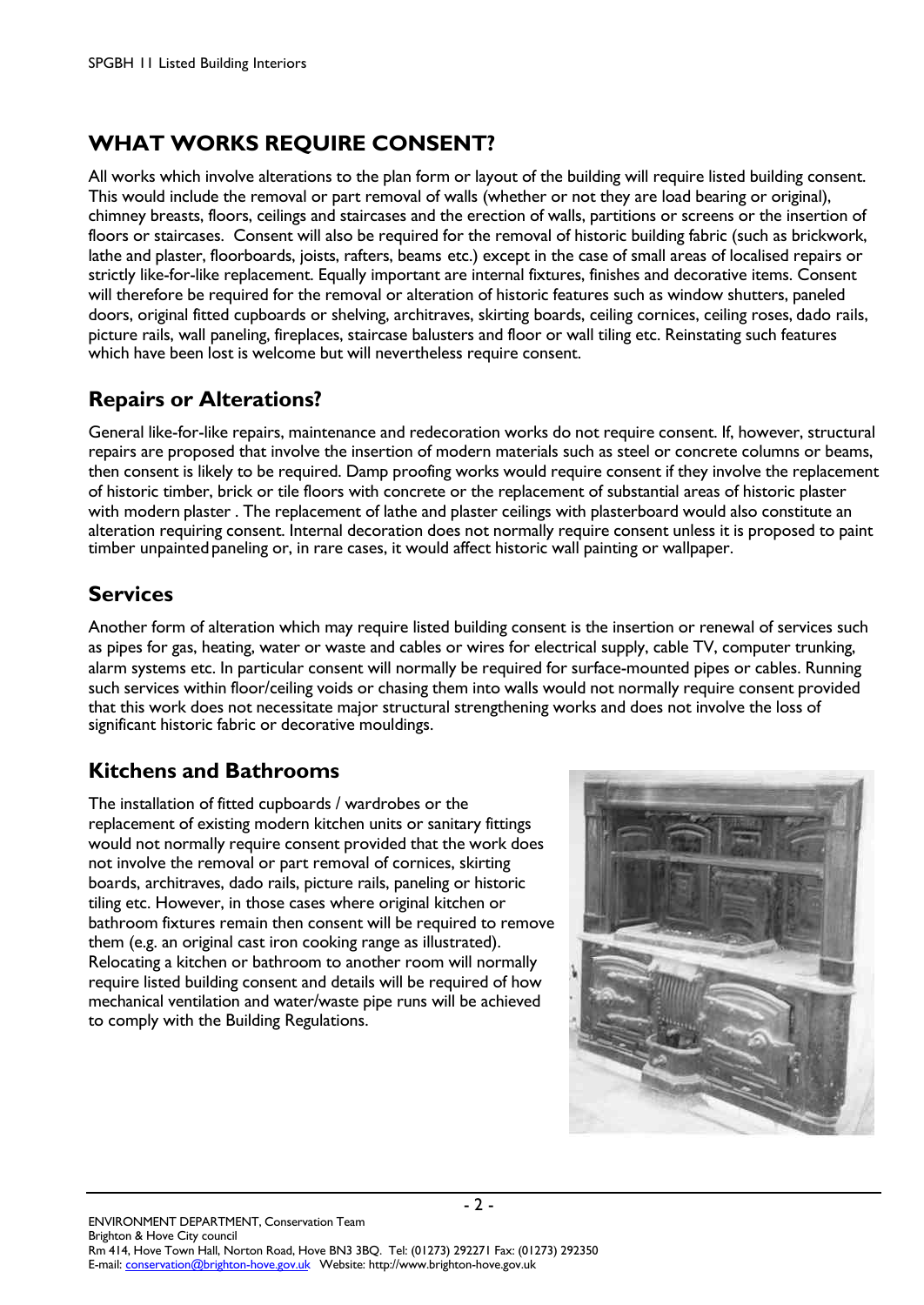## WHAT WORKS REQUIRE CONSENT?

All works which involve alterations to the plan form or layout of the building will require listed building consent. This would include the removal or part removal of walls (whether or not they are load bearing or original), chimney breasts, floors, ceilings and staircases and the erection of walls, partitions or screens or the insertion of floors or staircases. Consent will also be required for the removal of historic building fabric (such as brickwork, lathe and plaster, floorboards, joists, rafters, beams etc.) except in the case of small areas of localised repairs or strictly like-for-like replacement. Equally important are internal fixtures, finishes and decorative items. Consent will therefore be required for the removal or alteration of historic features such as window shutters, paneled doors, original fitted cupboards or shelving, architraves, skirting boards, ceiling cornices, ceiling roses, dado rails, picture rails, wall paneling, fireplaces, staircase balusters and floor or wall tiling etc. Reinstating such features which have been lost is welcome but will nevertheless require consent.

### Repairs or Alterations?

General like-for-like repairs, maintenance and redecoration works do not require consent. If, however, structural repairs are proposed that involve the insertion of modern materials such as steel or concrete columns or beams, then consent is likely to be required. Damp proofing works would require consent if they involve the replacement of historic timber, brick or tile floors with concrete or the replacement of substantial areas of historic plaster with modern plaster . The replacement of lathe and plaster ceilings with plasterboard would also constitute an alteration requiring consent. Internal decoration does not normally require consent unless it is proposed to paint timber unpainted paneling or, in rare cases, it would affect historic wall painting or wallpaper.

### Services

Another form of alteration which may require listed building consent is the insertion or renewal of services such as pipes for gas, heating, water or waste and cables or wires for electrical supply, cable TV, computer trunking, alarm systems etc. In particular consent will normally be required for surface-mounted pipes or cables. Running such services within floor/ceiling voids or chasing them into walls would not normally require consent provided that this work does not necessitate major structural strengthening works and does not involve the loss of significant historic fabric or decorative mouldings.

### Kitchens and Bathrooms

The installation of fitted cupboards / wardrobes or the replacement of existing modern kitchen units or sanitary fittings would not normally require consent provided that the work does not involve the removal or part removal of cornices, skirting boards, architraves, dado rails, picture rails, paneling or historic tiling etc. However, in those cases where original kitchen or bathroom fixtures remain then consent will be required to remove them (e.g. an original cast iron cooking range as illustrated). Relocating a kitchen or bathroom to another room will normally require listed building consent and details will be required of how mechanical ventilation and water/waste pipe runs will be achieved to comply with the Building Regulations.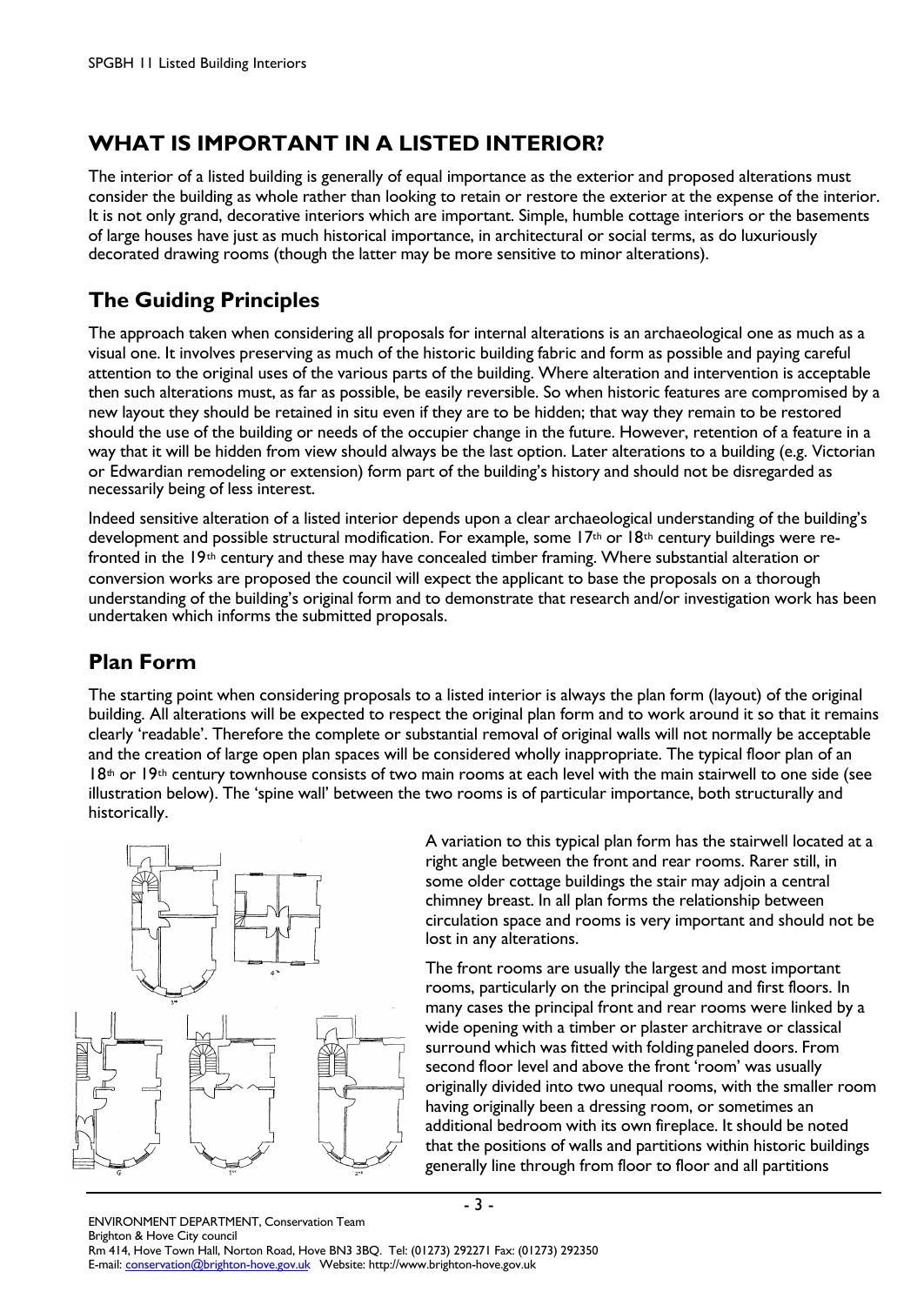## WHAT IS IMPORTANT IN A LISTED INTERIOR?

The interior of a listed building is generally of equal importance as the exterior and proposed alterations must consider the building as whole rather than looking to retain or restore the exterior at the expense of the interior. It is not only grand, decorative interiors which are important. Simple, humble cottage interiors or the basements of large houses have just as much historical importance, in architectural or social terms, as do luxuriously decorated drawing rooms (though the latter may be more sensitive to minor alterations).

## The Guiding Principles

The approach taken when considering all proposals for internal alterations is an archaeological one as much as a visual one. It involves preserving as much of the historic building fabric and form as possible and paying careful attention to the original uses of the various parts of the building. Where alteration and intervention is acceptable then such alterations must, as far as possible, be easily reversible. So when historic features are compromised by a new layout they should be retained in situ even if they are to be hidden; that way they remain to be restored should the use of the building or needs of the occupier change in the future. However, retention of a feature in a way that it will be hidden from view should always be the last option. Later alterations to a building (e.g. Victorian or Edwardian remodeling or extension) form part of the building's history and should not be disregarded as necessarily being of less interest.

Indeed sensitive alteration of a listed interior depends upon a clear archaeological understanding of the building's development and possible structural modification. For example, some 17th or 18th century buildings were re-fronted in the 19th century and these may have concealed timber framing. Where substantial alteration or conversion works are proposed the council will expect the applicant to base the proposals on a thorough understanding of the building's original form and to demonstrate that research and/or investigation work has been undertaken which informs the submitted proposals.

## Plan Form

The starting point when considering proposals to a listed interior is always the plan form (layout) of the original building. All alterations will be expected to respect the original plan form and to work around it so that it remains clearly 'readable'. Therefore the complete or substantial removal of original walls will not normally be acceptable and the creation of large open plan spaces will be considered wholly inappropriate. The typical floor plan of an 18th or 19th century townhouse consists of two main rooms at each level with the main stairwell to one side (see illustration below). The 'spine wall' between the two rooms is of particular importance, both structurally and historically.

A variation to this typical plan form has the stairwell located at a right angle between the front and rear rooms. Rarer still, in some older cottage buildings the stair may adjoin a central chimney breast. In all plan forms the relationship between circulation space and rooms is very important and should not be lost in any alterations.

The front rooms are usually the largest and most important rooms, particularly on the principal ground and first floors. In many cases the principal front and rear rooms were linked by a wide opening with a timber or plaster architrave or classical surround which was fitted with folding paneled doors. From second floor level and above the front 'room' was usually originally divided into two unequal rooms, with the smaller room having originally been a dressing room, or sometimes an additional bedroom with its own fireplace. It should be noted that the positions of walls and partitions within historic buildings generally line through from floor to floor and all partitions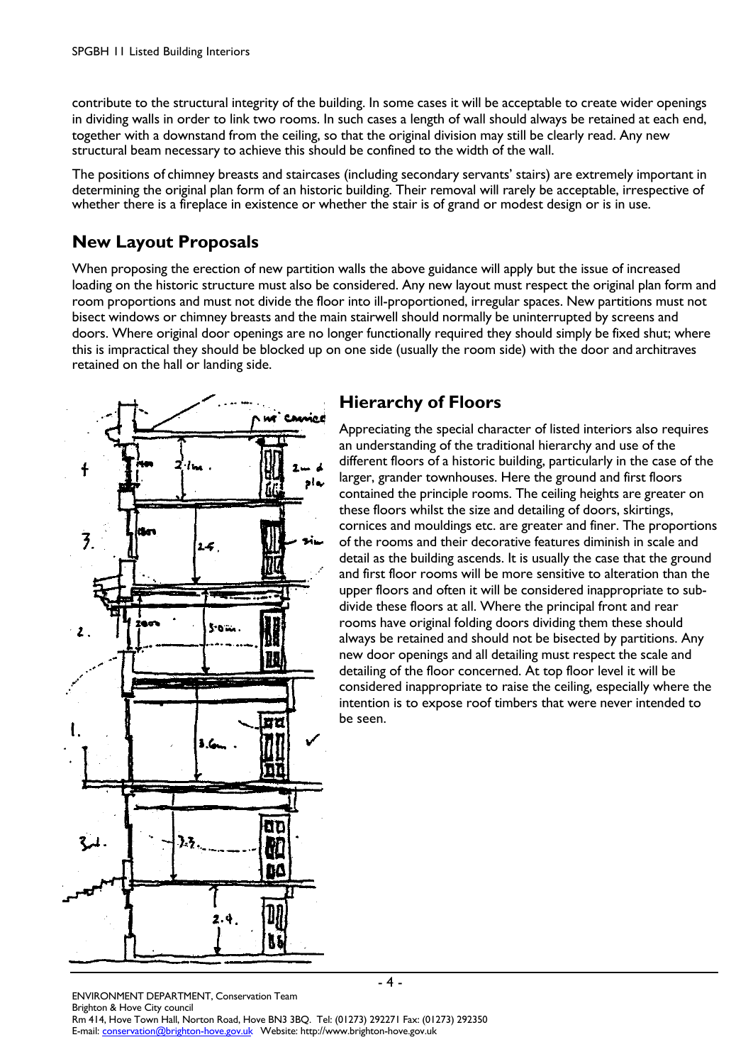contribute to the structural integrity of the building. In some cases it will be acceptable to create wider openings in dividing walls in order to link two rooms. In such cases a length of wall should always be retained at each end, together with a downstand from the ceiling, so that the original division may still be clearly read. Any new structural beam necessary to achieve this should be confined to the width of the wall.

The positions of chimney breasts and staircases (including secondary servants' stairs) are extremely important in determining the original plan form of an historic building. Their removal will rarely be acceptable, irrespective of whether there is a fireplace in existence or whether the stair is of grand or modest design or is in use.

## New Layout Proposals

When proposing the erection of new partition walls the above guidance will apply but the issue of increased loading on the historic structure must also be considered. Any new layout must respect the original plan form and room proportions and must not divide the floor into ill-proportioned, irregular spaces. New partitions must not bisect windows or chimney breasts and the main stairwell should normally be uninterrupted by screens and doors. Where original door openings are no longer functionally required they should simply be fixed shut; where this is impractical they should be blocked up on one side (usually the room side) with the door and architraves retained on the hall or landing side.

## Hierarchy of Floors

Appreciating the special character of listed interiors also requires an understanding of the traditional hierarchy and use of the different floors of a historic building, particularly in the case of the larger, grander townhouses. Here the ground and first floors contained the principle rooms. The ceiling heights are greater on these floors whilst the size and detailing of doors, skirtings, cornices and mouldings etc. are greater and finer. The proportions of the rooms and their decorative features diminish in scale and detail as the building ascends. It is usually the case that the ground and first floor rooms will be more sensitive to alteration than the upper floors and often it will be considered inappropriate to sub-divide these floors at all. Where the principal front and rear rooms have original folding doors dividing them these should always be retained and should not be bisected by partitions. Any new door openings and all detailing must respect the scale and detailing of the floor concerned. At top floor level it will be considered inappropriate to raise the ceiling, especially where the intention is to expose roof timbers that were never intended to be seen.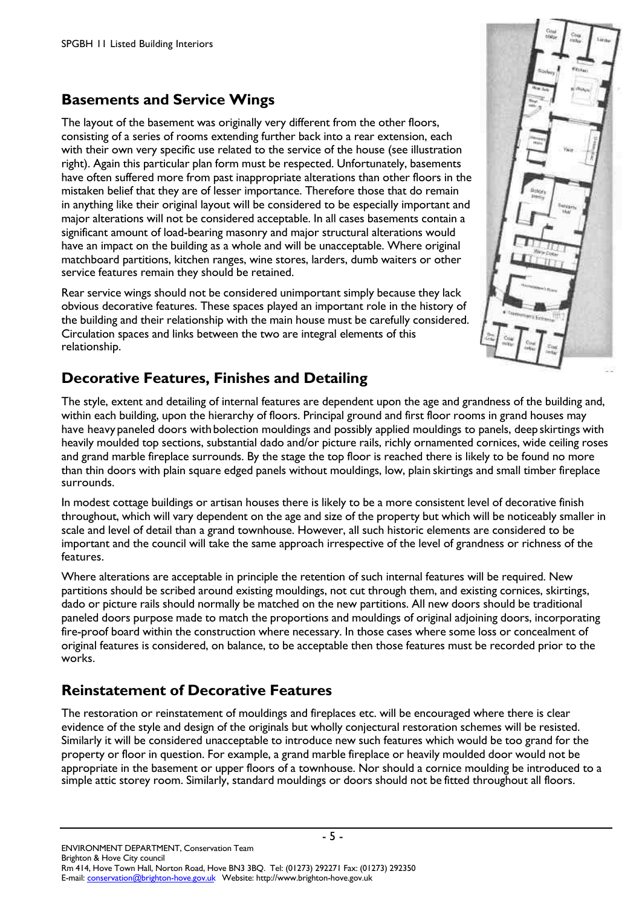## Basements and Service Wings

The layout of the basement was originally very different from the other floors, consisting of a series of rooms extending further back into a rear extension, each with their own very specific use related to the service of the house (see illustration right). Again this particular plan form must be respected. Unfortunately, basements have often suffered more from past inappropriate alterations than other floors in the mistaken belief that they are of lesser importance. Therefore those that do remain in anything like their original layout will be considered to be especially important and major alterations will not be considered acceptable. In all cases basements contain a significant amount of load-bearing masonry and major structural alterations would have an impact on the building as a whole and will be unacceptable. Where original matchboard partitions, kitchen ranges, wine stores, larders, dumb waiters or other service features remain they should be retained.

Rear service wings should not be considered unimportant simply because they lack obvious decorative features. These spaces played an important role in the history of the building and their relationship with the main house must be carefully considered. Circulation spaces and links between the two are integral elements of this relationship.

## Decorative Features, Finishes and Detailing

The style, extent and detailing of internal features are dependent upon the age and grandness of the building and, within each building, upon the hierarchy of floors. Principal ground and first floor rooms in grand houses may have heavy paneled doors with bolection mouldings and possibly applied mouldings to panels, deep skirtings with heavily moulded top sections, substantial dado and/or picture rails, richly ornamented cornices, wide ceiling roses and grand marble fireplace surrounds. By the stage the top floor is reached there is likely to be found no more than thin doors with plain square edged panels without mouldings, low, plain skirtings and small timber fireplace surrounds.

In modest cottage buildings or artisan houses there is likely to be a more consistent level of decorative finish throughout, which will vary dependent on the age and size of the property but which will be noticeably smaller in scale and level of detail than a grand townhouse. However, all such historic elements are considered to be important and the council will take the same approach irrespective of the level of grandness or richness of the features.

Where alterations are acceptable in principle the retention of such internal features will be required. New partitions should be scribed around existing mouldings, not cut through them, and existing cornices, skirtings, dado or picture rails should normally be matched on the new partitions. All new doors should be traditional paneled doors purpose made to match the proportions and mouldings of original adjoining doors, incorporating fire-proof board within the construction where necessary. In those cases where some loss or concealment of original features is considered, on balance, to be acceptable then those features must be recorded prior to the works.

## Reinstatement of Decorative Features

The restoration or reinstatement of mouldings and fireplaces etc. will be encouraged where there is clear evidence of the style and design of the originals but wholly conjectural restoration schemes will be resisted. Similarly it will be considered unacceptable to introduce new such features which would be too grand for the property or floor in question. For example, a grand marble fireplace or heavily moulded door would not be appropriate in the basement or upper floors of a townhouse. Nor should a cornice moulding be introduced to a simple attic storey room. Similarly, standard mouldings or doors should not be fitted throughout all floors.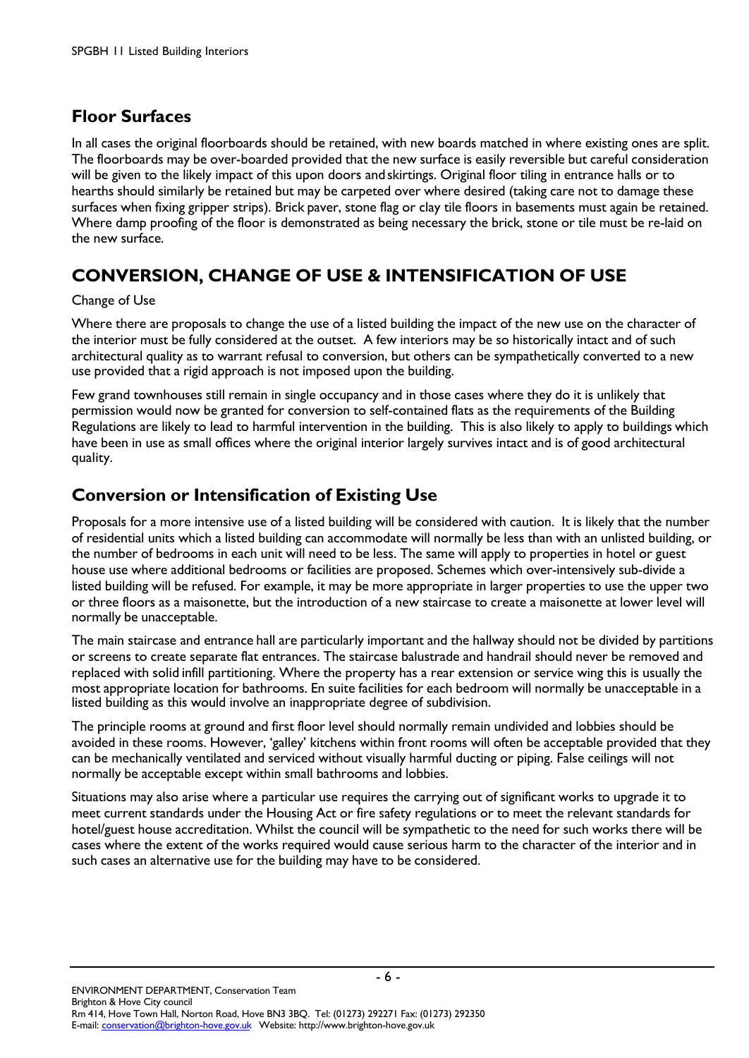## Floor Surfaces

In all cases the original floorboards should be retained, with new boards matched in where existing ones are split. The floorboards may be over-boarded provided that the new surface is easily reversible but careful consideration will be given to the likely impact of this upon doors and skirtings. Original floor tiling in entrance halls or to hearths should similarly be retained but may be carpeted over where desired (taking care not to damage these surfaces when fixing gripper strips). Brick paver, stone flag or clay tile floors in basements must again be retained. Where damp proofing of the floor is demonstrated as being necessary the brick, stone or tile must be re-laid on the new surface.

# CONVERSION, CHANGE OF USE & INTENSIFICATION OF USE

Change of Use

Where there are proposals to change the use of a listed building the impact of the new use on the character of the interior must be fully considered at the outset. A few interiors may be so historically intact and of such architectural quality as to warrant refusal to conversion, but others can be sympathetically converted to a new use provided that a rigid approach is not imposed upon the building.

Few grand townhouses still remain in single occupancy and in those cases where they do it is unlikely that permission would now be granted for conversion to self-contained flats as the requirements of the Building Regulations are likely to lead to harmful intervention in the building. This is also likely to apply to buildings which have been in use as small offices where the original interior largely survives intact and is of good architectural quality.

## Conversion or Intensification of Existing Use

Proposals for a more intensive use of a listed building will be considered with caution. It is likely that the number of residential units which a listed building can accommodate will normally be less than with an unlisted building, or the number of bedrooms in each unit will need to be less. The same will apply to properties in hotel or guest house use where additional bedrooms or facilities are proposed. Schemes which over-intensively sub-divide a listed building will be refused. For example, it may be more appropriate in larger properties to use the upper two or three floors as a maisonette, but the introduction of a new staircase to create a maisonette at lower level will normally be unacceptable.

The main staircase and entrance hall are particularly important and the hallway should not be divided by partitions or screens to create separate flat entrances. The staircase balustrade and handrail should never be removed and replaced with solid infill partitioning. Where the property has a rear extension or service wing this is usually the most appropriate location for bathrooms. En suite facilities for each bedroom will normally be unacceptable in a listed building as this would involve an inappropriate degree of subdivision.

The principle rooms at ground and first floor level should normally remain undivided and lobbies should be avoided in these rooms. However, 'galley' kitchens within front rooms will often be acceptable provided that they can be mechanically ventilated and serviced without visually harmful ducting or piping. False ceilings will not normally be acceptable except within small bathrooms and lobbies.

Situations may also arise where a particular use requires the carrying out of significant works to upgrade it to meet current standards under the Housing Act or fire safety regulations or to meet the relevant standards for hotel/guest house accreditation. Whilst the council will be sympathetic to the need for such works there will be cases where the extent of the works required would cause serious harm to the character of the interior and in such cases an alternative use for the building may have to be considered.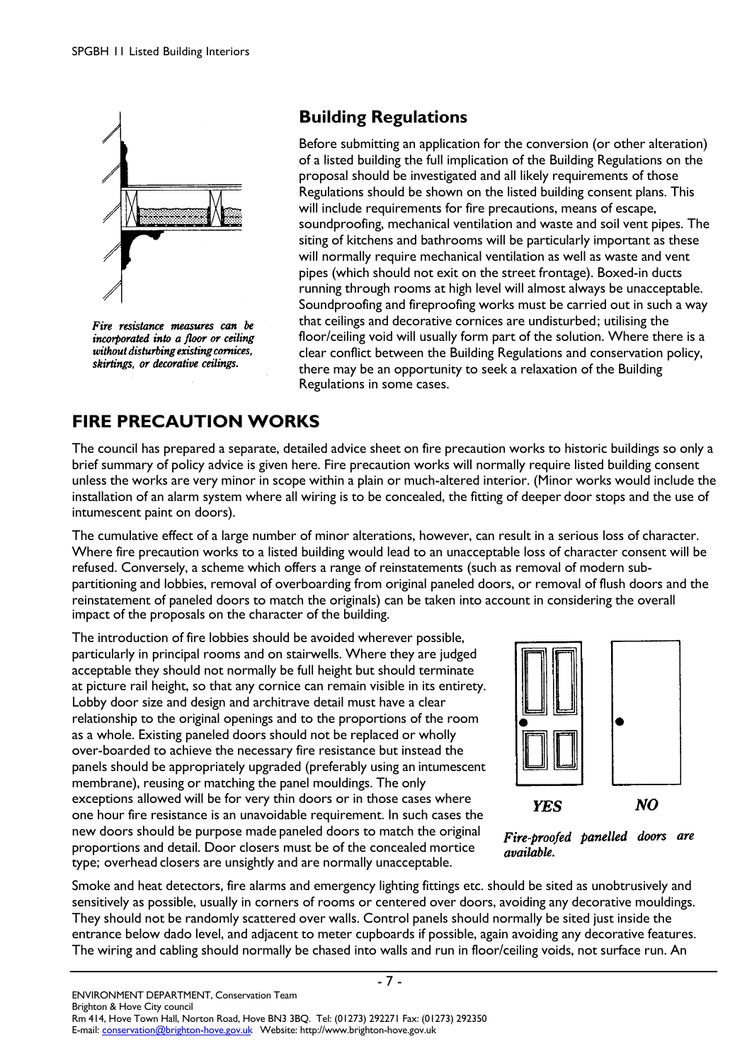*Fire resistance measures can be incorporated into a floor or ceiling without disturbing existing cornices, skirtings, or decorative ceilings.*

## Building Regulations

Before submitting an application for the conversion (or other alteration) of a listed building the full implication of the Building Regulations on the proposal should be investigated and all likely requirements of those Regulations should be shown on the listed building consent plans. This will include requirements for fire precautions, means of escape, soundproofing, mechanical ventilation and waste and soil vent pipes. The siting of kitchens and bathrooms will be particularly important as these will normally require mechanical ventilation as well as waste and vent pipes (which should not exit on the street frontage). Boxed-in ducts running through rooms at high level will almost always be unacceptable. Soundproofing and fireproofing works must be carried out in such a way that ceilings and decorative cornices are undisturbed; utilising the floor/ceiling void will usually form part of the solution. Where there is a clear conflict between the Building Regulations and conservation policy, there may be an opportunity to seek a relaxation of the Building Regulations in some cases.

## FIRE PRECAUTION WORKS

The council has prepared a separate, detailed advice sheet on fire precaution works to historic buildings so only a brief summary of policy advice is given here. Fire precaution works will normally require listed building consent unless the works are very minor in scope within a plain or much-altered interior. (Minor works would include the installation of an alarm system where all wiring is to be concealed, the fitting of deeper door stops and the use of intumescent paint on doors).

The cumulative effect of a large number of minor alterations, however, can result in a serious loss of character. Where fire precaution works to a listed building would lead to an unacceptable loss of character consent will be refused. Conversely, a scheme which offers a range of reinstatements (such as removal of modern sub-partitioning and lobbies, removal of overboarding from original paneled doors, or removal of flush doors and the reinstatement of paneled doors to match the originals) can be taken into account in considering the overall impact of the proposals on the character of the building.

The introduction of fire lobbies should be avoided wherever possible, particularly in principal rooms and on stairwells. Where they are judged acceptable they should not normally be full height but should terminate at picture rail height, so that any cornice can remain visible in its entirety. Lobby door size and design and architrave detail must have a clear relationship to the original openings and to the proportions of the room as a whole. Existing paneled doors should not be replaced or wholly over-boarded to achieve the necessary fire resistance but instead the panels should be appropriately upgraded (preferably using an intumescent membrane), reusing or matching the panel mouldings. The only exceptions allowed will be for very thin doors or in those cases where one hour fire resistance is an unavoidable requirement. In such cases the new doors should be purpose made paneled doors to match the original proportions and detail. Door closers must be of the concealed mortice type; overhead closers are unsightly and are normally unacceptable.

**YES** **NO**

*Fire-proofed panelled doors are available.*

Smoke and heat detectors, fire alarms and emergency lighting fittings etc. should be sited as unobtrusively and sensitively as possible, usually in corners of rooms or centered over doors, avoiding any decorative mouldings. They should not be randomly scattered over walls. Control panels should normally be sited just inside the entrance below dado level, and adjacent to meter cupboards if possible, again avoiding any decorative features. The wiring and cabling should normally be chased into walls and run in floor/ceiling voids, not surface run. An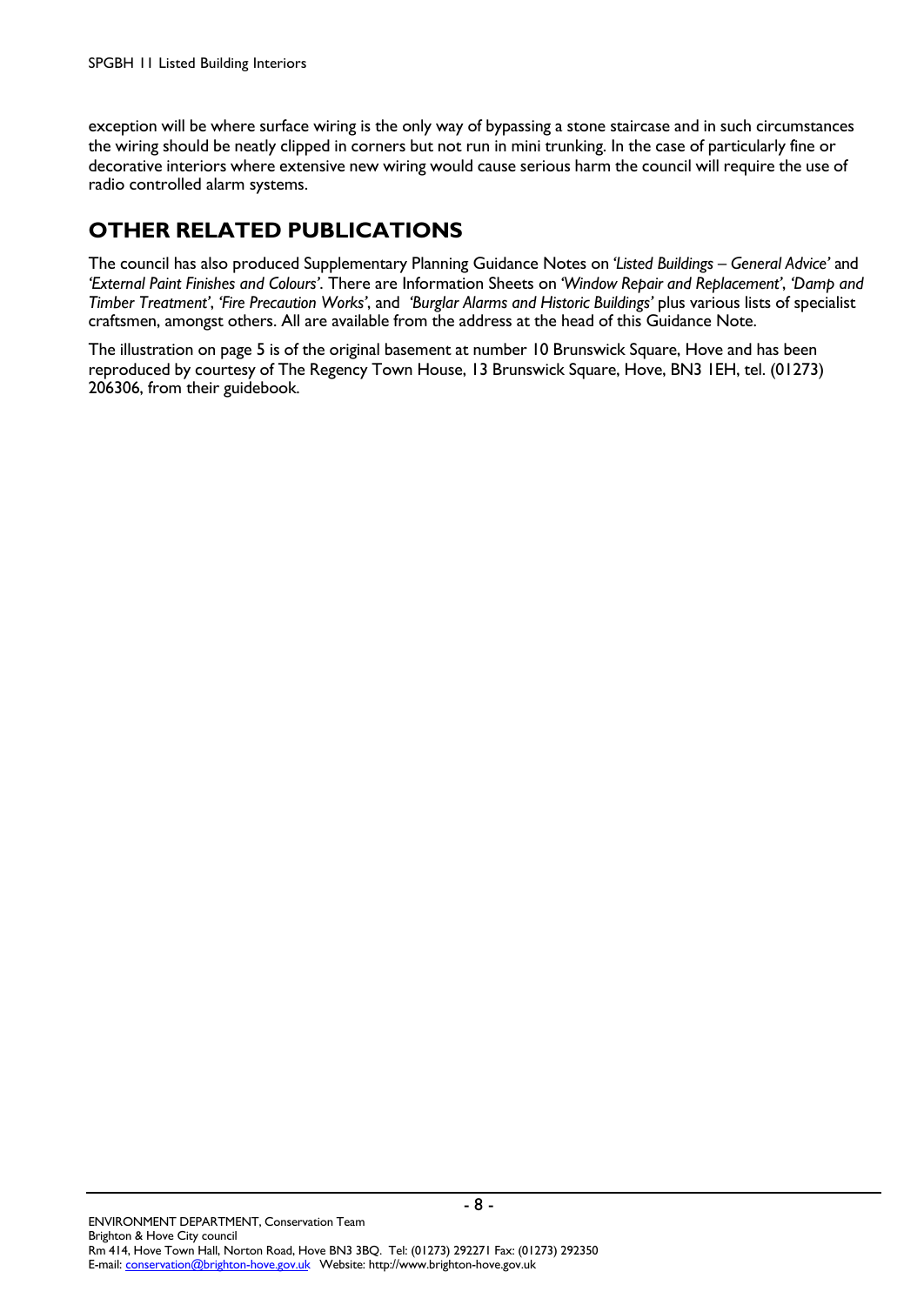exception will be where surface wiring is the only way of bypassing a stone staircase and in such circumstances the wiring should be neatly clipped in corners but not run in mini trunking. In the case of particularly fine or decorative interiors where extensive new wiring would cause serious harm the council will require the use of radio controlled alarm systems.

## OTHER RELATED PUBLICATIONS

The council has also produced Supplementary Planning Guidance Notes on *'Listed Buildings – General Advice'* and *'External Paint Finishes and Colours'*. There are Information Sheets on *'Window Repair and Replacement'*, *'Damp and Timber Treatment'*, *'Fire Precaution Works'*, and *'Burglar Alarms and Historic Buildings'* plus various lists of specialist craftsmen, amongst others. All are available from the address at the head of this Guidance Note.

The illustration on page 5 is of the original basement at number 10 Brunswick Square, Hove and has been reproduced by courtesy of The Regency Town House, 13 Brunswick Square, Hove, BN3 1EH, tel. (01273) 206306, from their guidebook.